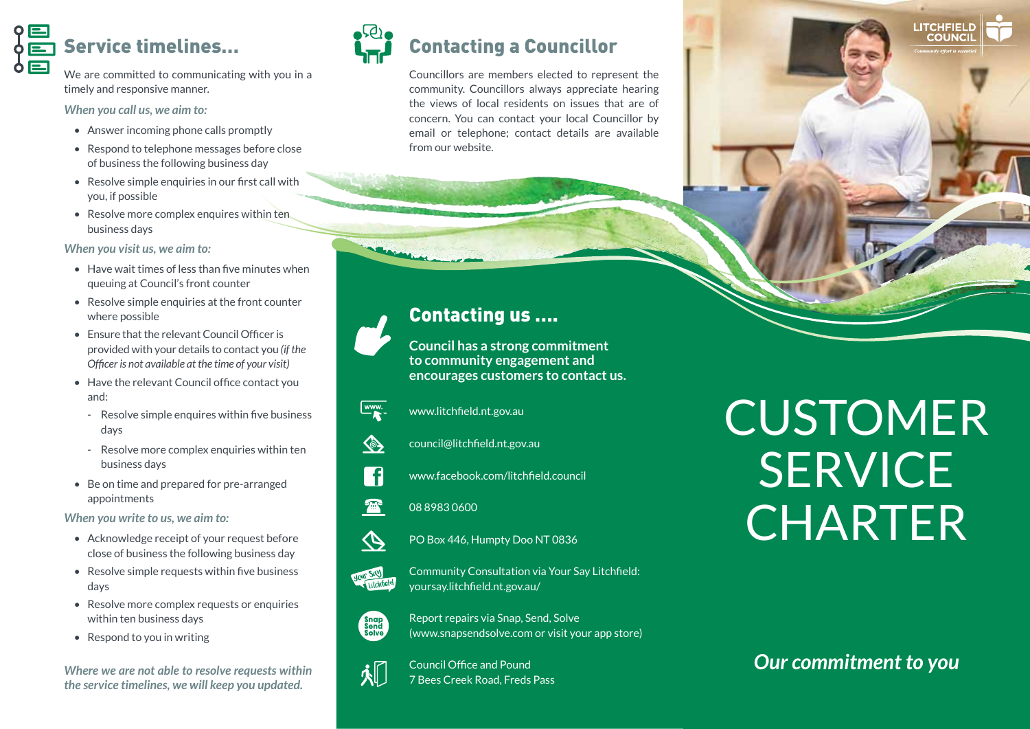## Service timelines...

We are committed to communicating with you in a timely and responsive manner.

*When you call us, we aim to:*

- Answer incoming phone calls promptly
- Respond to telephone messages before close of business the following business day
- Resolve simple enquiries in our first call with you, if possible
- Resolve more complex enquires within ten business days

*When you visit us, we aim to:*

- Have wait times of less than five minutes when queuing at Council's front counter
- Resolve simple enquiries at the front counter where possible
- Ensure that the relevant Council Officer is provided with your details to contact you *(if the Officer is not available at the time of your visit)*
- Have the relevant Council office contact you and:
  - Resolve simple enquires within five business days
  - Resolve more complex enquiries within ten business days
- Be on time and prepared for pre-arranged appointments

*When you write to us, we aim to:*

- Acknowledge receipt of your request before close of business the following business day
- Resolve simple requests within five business days
- Resolve more complex requests or enquiries within ten business days
- Respond to you in writing

***Where we are not able to resolve requests within the service timelines, we will keep you updated.***

## Contacting a Councillor

Councillors are members elected to represent the community. Councillors always appreciate hearing the views of local residents on issues that are of concern. You can contact your local Councillor by email or telephone; contact details are available from our website.

## Contacting us ....

**Council has a strong commitment to community engagement and encourages customers to contact us.**

www.litchfield.nt.gov.au

council@litchfield.nt.gov.au

www.facebook.com/litchfield.council

08 8983 0600

PO Box 446, Humpty Doo NT 0836

Community Consultation via Your Say Litchfield: yoursay.litchfield.nt.gov.au/

Report repairs via Snap, Send, Solve (www.snapsendsolve.com or visit your app store)

Council Office and Pound
7 Bees Creek Road, Freds Pass

LITCHFIELD COUNCIL
*Community effort is essential*

# CUSTOMER SERVICE CHARTER

***Our commitment to you***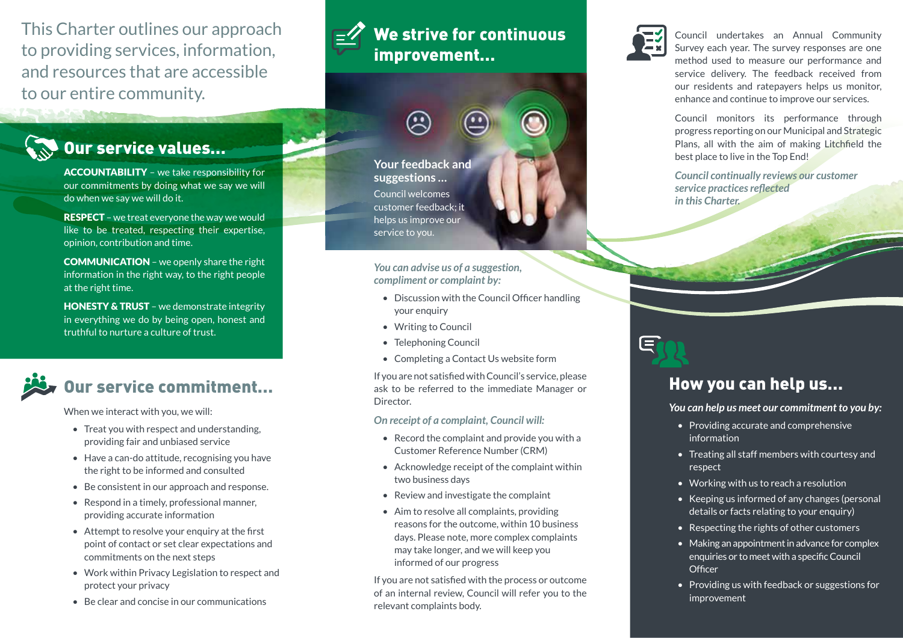This Charter outlines our approach to providing services, information, and resources that are accessible to our entire community.

## Our service values...

**ACCOUNTABILITY** – we take responsibility for our commitments by doing what we say we will do when we say we will do it.

**RESPECT** – we treat everyone the way we would like to be treated, respecting their expertise, opinion, contribution and time.

**COMMUNICATION** – we openly share the right information in the right way, to the right people at the right time.

**HONESTY & TRUST** – we demonstrate integrity in everything we do by being open, honest and truthful to nurture a culture of trust.

## Our service commitment...

When we interact with you, we will:

- Treat you with respect and understanding, providing fair and unbiased service
- Have a can-do attitude, recognising you have the right to be informed and consulted
- Be consistent in our approach and response.
- Respond in a timely, professional manner, providing accurate information
- Attempt to resolve your enquiry at the first point of contact or set clear expectations and commitments on the next steps
- Work within Privacy Legislation to respect and protect your privacy
- Be clear and concise in our communications

## We strive for continuous improvement...

### Your feedback and suggestions ...

Council welcomes customer feedback; it helps us improve our service to you.

*You can advise us of a suggestion, compliment or complaint by:*

- Discussion with the Council Officer handling your enquiry
- Writing to Council
- Telephoning Council
- Completing a Contact Us website form

If you are not satisfied with Council's service, please ask to be referred to the immediate Manager or Director.

*On receipt of a complaint, Council will:*

- Record the complaint and provide you with a Customer Reference Number (CRM)
- Acknowledge receipt of the complaint within two business days
- Review and investigate the complaint
- Aim to resolve all complaints, providing reasons for the outcome, within 10 business days. Please note, more complex complaints may take longer, and we will keep you informed of our progress

If you are not satisfied with the process or outcome of an internal review, Council will refer you to the relevant complaints body.

Council undertakes an Annual Community Survey each year. The survey responses are one method used to measure our performance and service delivery. The feedback received from our residents and ratepayers helps us monitor, enhance and continue to improve our services.

Council monitors its performance through progress reporting on our Municipal and Strategic Plans, all with the aim of making Litchfield the best place to live in the Top End!

*Council continually reviews our customer service practices reflected in this Charter.*

## How you can help us...

*You can help us meet our commitment to you by:*

- Providing accurate and comprehensive information
- Treating all staff members with courtesy and respect
- Working with us to reach a resolution
- Keeping us informed of any changes (personal details or facts relating to your enquiry)
- Respecting the rights of other customers
- Making an appointment in advance for complex enquiries or to meet with a specific Council Officer
- Providing us with feedback or suggestions for improvement